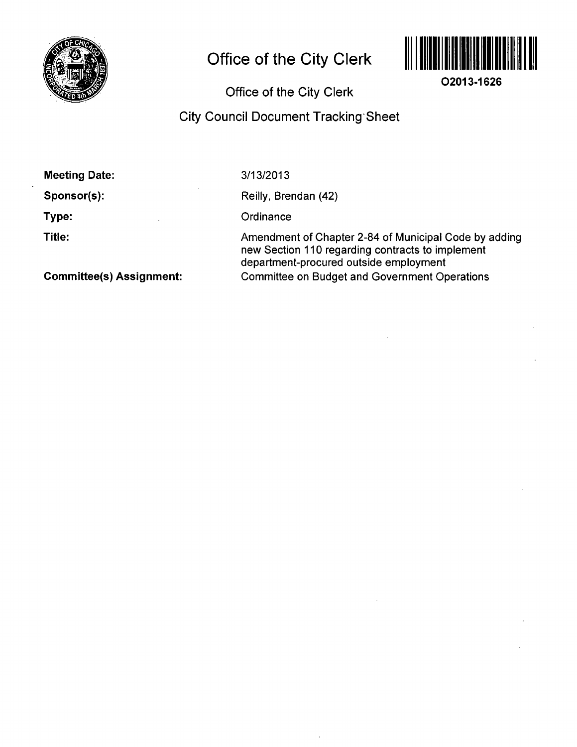# Office of the City Clerk

**O2013-1626**

## Office of the City Clerk

## City Council Document Tracking Sheet

| | |
|---|---|
| **Meeting Date:** | 3/13/2013 |
| **Sponsor(s):** | Reilly, Brendan (42) |
| **Type:** | Ordinance |
| **Title:** | Amendment of Chapter 2-84 of Municipal Code by adding new Section 110 regarding contracts to implement department-procured outside employment |
| **Committee(s) Assignment:** | Committee on Budget and Government Operations |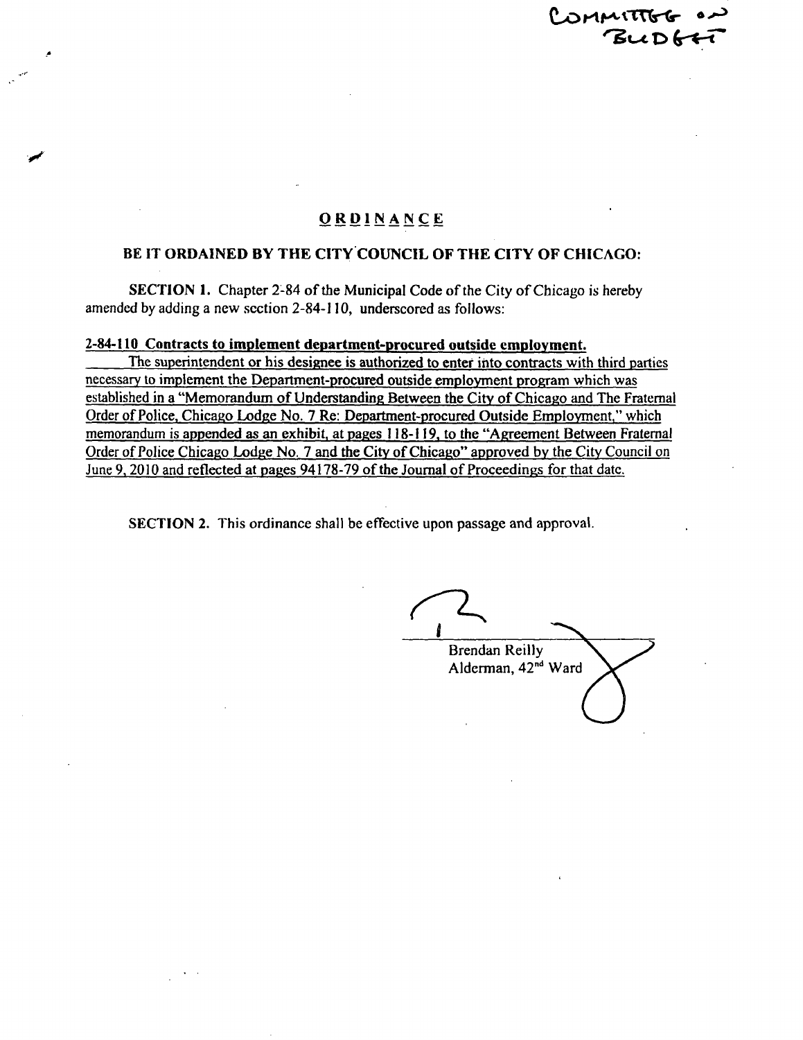COMMITTEE ON BUDGET

# ORDINANCE

## BE IT ORDAINED BY THE CITY COUNCIL OF THE CITY OF CHICAGO:

**SECTION 1.** Chapter 2-84 of the Municipal Code of the City of Chicago is hereby amended by adding a new section 2-84-110, underscored as follows:

**2-84-110 Contracts to implement department-procured outside employment.**

The superintendent or his designee is authorized to enter into contracts with third parties necessary to implement the Department-procured outside employment program which was established in a "Memorandum of Understanding Between the City of Chicago and The Fraternal Order of Police, Chicago Lodge No. 7 Re: Department-procured Outside Employment," which memorandum is appended as an exhibit, at pages 118-119, to the "Agreement Between Fraternal Order of Police Chicago Lodge No. 7 and the City of Chicago" approved by the City Council on June 9, 2010 and reflected at pages 94178-79 of the Journal of Proceedings for that date.

**SECTION 2.** This ordinance shall be effective upon passage and approval.

Brendan Reilly
Alderman, 42nd Ward